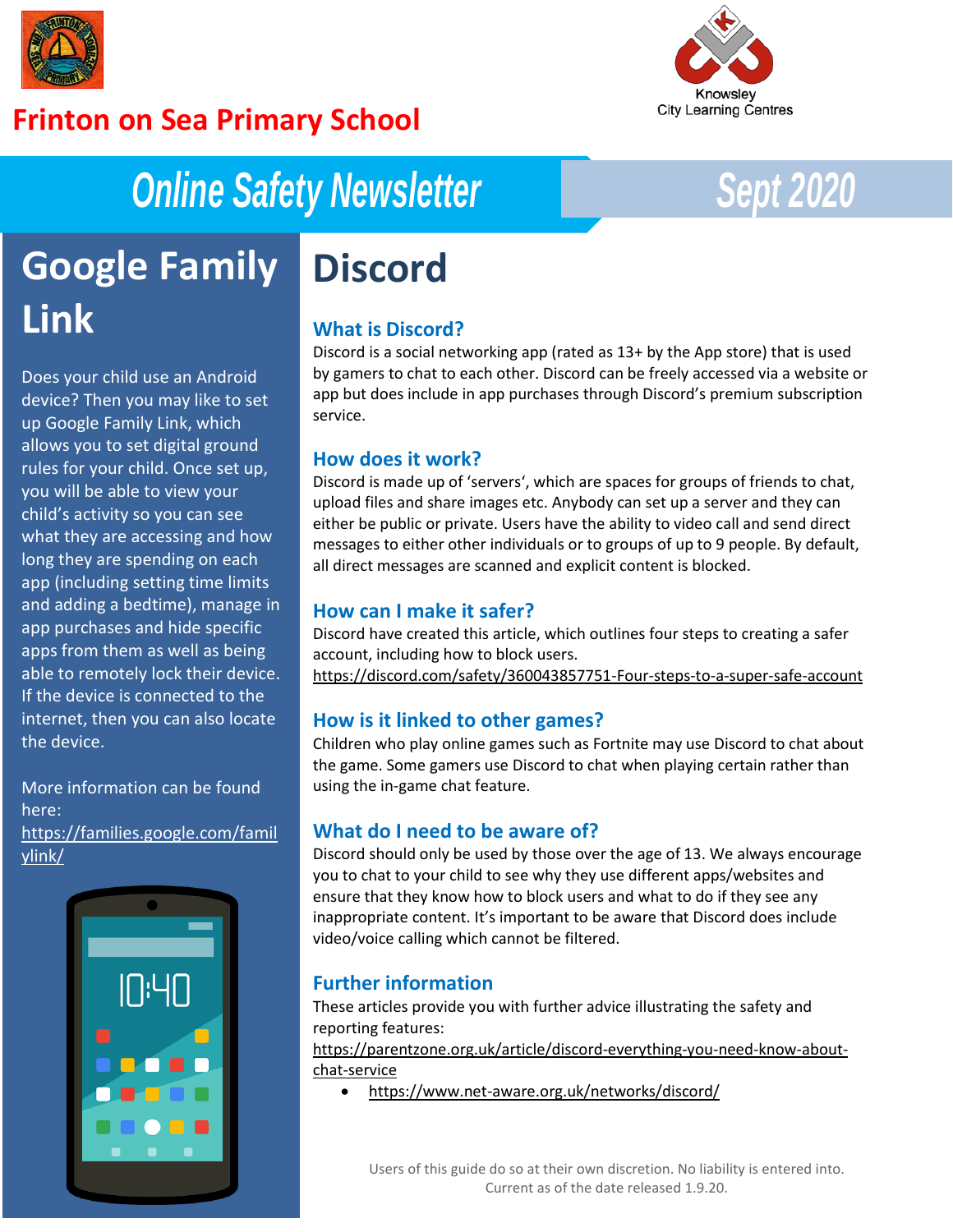# Frinton on Sea Primary School

Knowsley City Learning Centres

# Online Safety Newsletter

Sept 2020

## Google Family Link

Does your child use an Android device? Then you may like to set up Google Family Link, which allows you to set digital ground rules for your child. Once set up, you will be able to view your child's activity so you can see what they are accessing and how long they are spending on each app (including setting time limits and adding a bedtime), manage in app purchases and hide specific apps from them as well as being able to remotely lock their device. If the device is connected to the internet, then you can also locate the device.

More information can be found here: https://families.google.com/familylink/

## Discord

### What is Discord?

Discord is a social networking app (rated as 13+ by the App store) that is used by gamers to chat to each other. Discord can be freely accessed via a website or app but does include in app purchases through Discord's premium subscription service.

### How does it work?

Discord is made up of 'servers', which are spaces for groups of friends to chat, upload files and share images etc. Anybody can set up a server and they can either be public or private. Users have the ability to video call and send direct messages to either other individuals or to groups of up to 9 people. By default, all direct messages are scanned and explicit content is blocked.

### How can I make it safer?

Discord have created this article, which outlines four steps to creating a safer account, including how to block users.
https://discord.com/safety/360043857751-Four-steps-to-a-super-safe-account

### How is it linked to other games?

Children who play online games such as Fortnite may use Discord to chat about the game. Some gamers use Discord to chat when playing certain rather than using the in-game chat feature.

### What do I need to be aware of?

Discord should only be used by those over the age of 13. We always encourage you to chat to your child to see why they use different apps/websites and ensure that they know how to block users and what to do if they see any inappropriate content. It's important to be aware that Discord does include video/voice calling which cannot be filtered.

### Further information

These articles provide you with further advice illustrating the safety and reporting features:
https://parentzone.org.uk/article/discord-everything-you-need-know-about-chat-service

- https://www.net-aware.org.uk/networks/discord/

Users of this guide do so at their own discretion. No liability is entered into. Current as of the date released 1.9.20.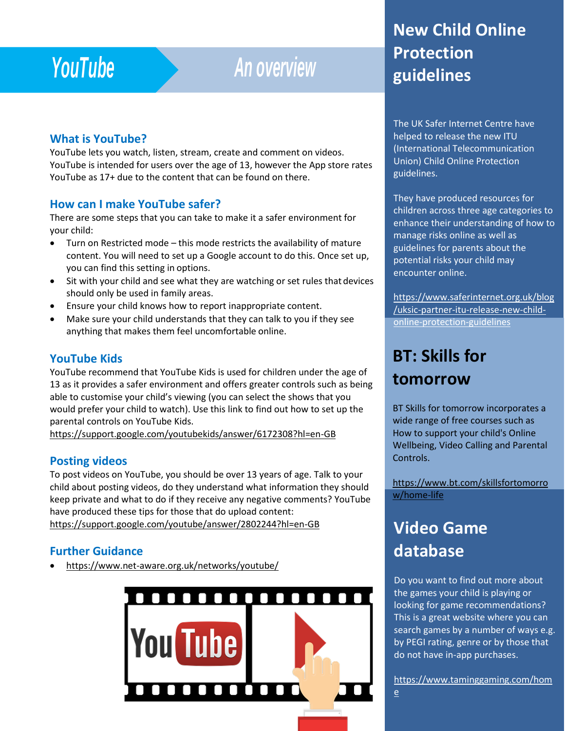# YouTube — An overview

## What is YouTube?

YouTube lets you watch, listen, stream, create and comment on videos. YouTube is intended for users over the age of 13, however the App store rates YouTube as 17+ due to the content that can be found on there.

## How can I make YouTube safer?

There are some steps that you can take to make it a safer environment for your child:

- Turn on Restricted mode – this mode restricts the availability of mature content. You will need to set up a Google account to do this. Once set up, you can find this setting in options.
- Sit with your child and see what they are watching or set rules that devices should only be used in family areas.
- Ensure your child knows how to report inappropriate content.
- Make sure your child understands that they can talk to you if they see anything that makes them feel uncomfortable online.

## YouTube Kids

YouTube recommend that YouTube Kids is used for children under the age of 13 as it provides a safer environment and offers greater controls such as being able to customise your child's viewing (you can select the shows that you would prefer your child to watch). Use this link to find out how to set up the parental controls on YouTube Kids.

https://support.google.com/youtubekids/answer/6172308?hl=en-GB

## Posting videos

To post videos on YouTube, you should be over 13 years of age. Talk to your child about posting videos, do they understand what information they should keep private and what to do if they receive any negative comments? YouTube have produced these tips for those that do upload content:

https://support.google.com/youtube/answer/2802244?hl=en-GB

## Further Guidance

- https://www.net-aware.org.uk/networks/youtube/

## New Child Online Protection guidelines

The UK Safer Internet Centre have helped to release the new ITU (International Telecommunication Union) Child Online Protection guidelines.

They have produced resources for children across three age categories to enhance their understanding of how to manage risks online as well as guidelines for parents about the potential risks your child may encounter online.

https://www.saferinternet.org.uk/blog/uksic-partner-itu-release-new-child-online-protection-guidelines

## BT: Skills for tomorrow

BT Skills for tomorrow incorporates a wide range of free courses such as How to support your child's Online Wellbeing, Video Calling and Parental Controls.

https://www.bt.com/skillsfortomorrow/home-life

## Video Game database

Do you want to find out more about the games your child is playing or looking for game recommendations? This is a great website where you can search games by a number of ways e.g. by PEGI rating, genre or by those that do not have in-app purchases.

https://www.taminggaming.com/home